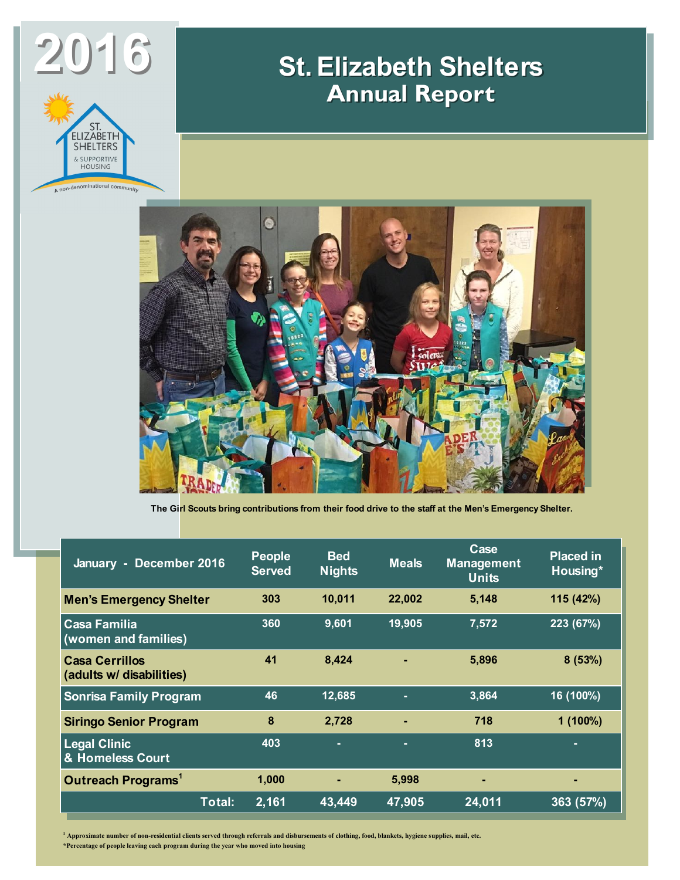# 2016

# St. Elizabeth Shelters
## Annual Report

The Girl Scouts bring contributions from their food drive to the staff at the Men's Emergency Shelter.

| January - December 2016 | People Served | Bed Nights | Meals | Case Management Units | Placed in Housing* |
|---|---|---|---|---|---|
| Men's Emergency Shelter | 303 | 10,011 | 22,002 | 5,148 | 115 (42%) |
| Casa Familia (women and families) | 360 | 9,601 | 19,905 | 7,572 | 223 (67%) |
| Casa Cerrillos (adults w/ disabilities) | 41 | 8,424 | - | 5,896 | 8 (53%) |
| Sonrisa Family Program | 46 | 12,685 | - | 3,864 | 16 (100%) |
| Siringo Senior Program | 8 | 2,728 | - | 718 | 1 (100%) |
| Legal Clinic & Homeless Court | 403 | - | - | 813 | - |
| Outreach Programs[1] | 1,000 | - | 5,998 | - | - |
| Total: | 2,161 | 43,449 | 47,905 | 24,011 | 363 (57%) |

[1] Approximate number of non-residential clients served through referrals and disbursements of clothing, food, blankets, hygiene supplies, mail, etc.

*Percentage of people leaving each program during the year who moved into housing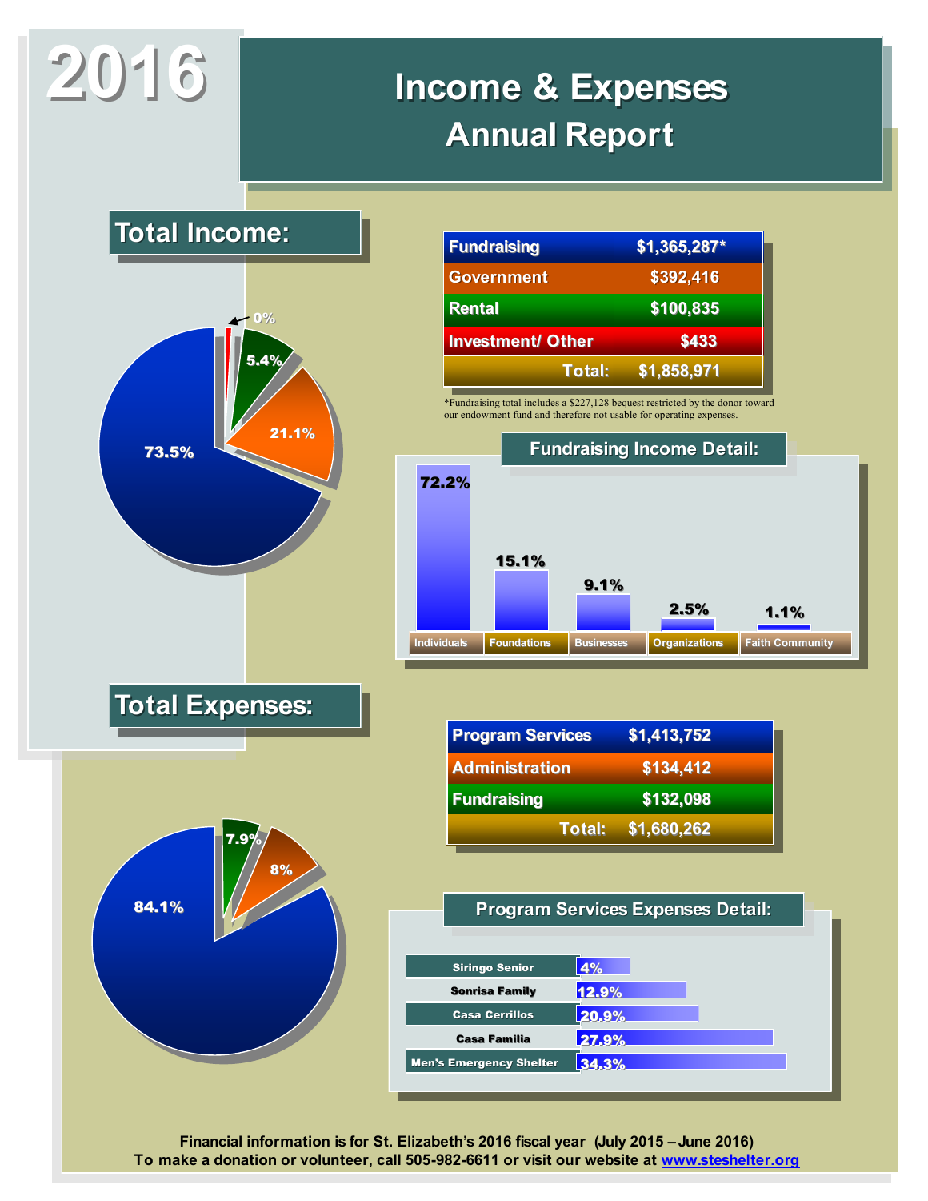# 2016

# Income & Expenses Annual Report

## Total Income:

0%
5.4%
21.1%
73.5%

| | |
|---|---|
| Fundraising | $1,365,287* |
| Government | $392,416 |
| Rental | $100,835 |
| Investment/ Other | $433 |
| Total: | $1,858,971 |

*Fundraising total includes a $227,128 bequest restricted by the donor toward our endowment fund and therefore not usable for operating expenses.

### Fundraising Income Detail:

72.2%
15.1%
9.1%
2.5%
1.1%

Individuals
Foundations
Businesses
Organizations
Faith Community

## Total Expenses:

7.9%
8%
84.1%

| | |
|---|---|
| Program Services | $1,413,752 |
| Administration | $134,412 |
| Fundraising | $132,098 |
| Total: | $1,680,262 |

### Program Services Expenses Detail:

Siringo Senior 4%
Sonrisa Family 12.9%
Casa Cerrillos 20.9%
Casa Familia 27.9%
Men's Emergency Shelter 34.3%

**Financial information is for St. Elizabeth's 2016 fiscal year (July 2015 – June 2016)**
**To make a donation or volunteer, call 505-982-6611 or visit our website at www.steshelter.org**